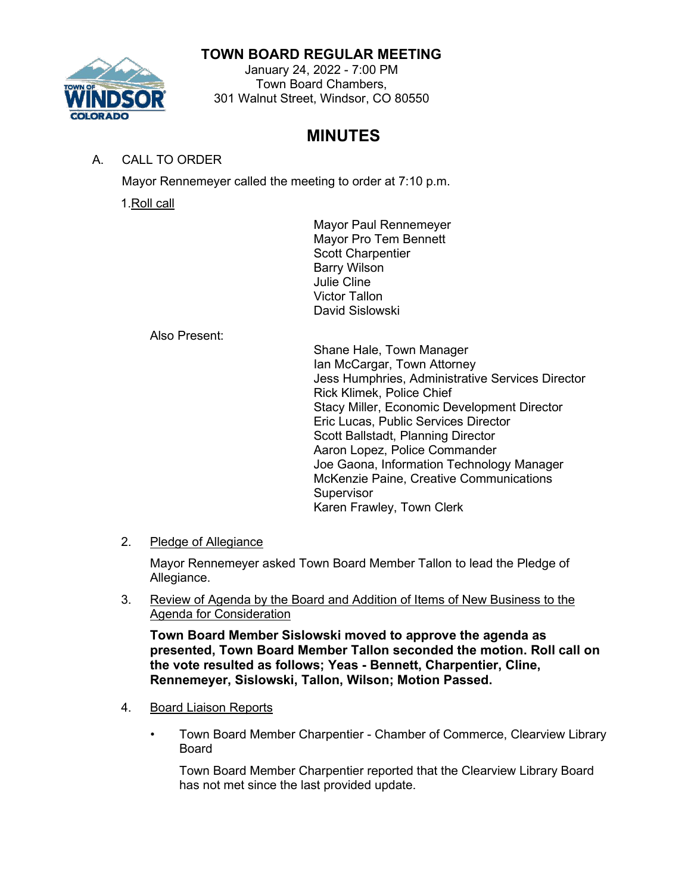# TOWN BOARD REGULAR MEETING

January 24, 2022 - 7:00 PM
Town Board Chambers,
301 Walnut Street, Windsor, CO 80550

## MINUTES

A. CALL TO ORDER

Mayor Rennemeyer called the meeting to order at 7:10 p.m.

1. Roll call

Mayor Paul Rennemeyer
Mayor Pro Tem Bennett
Scott Charpentier
Barry Wilson
Julie Cline
Victor Tallon
David Sislowski

Also Present:

Shane Hale, Town Manager
Ian McCargar, Town Attorney
Jess Humphries, Administrative Services Director
Rick Klimek, Police Chief
Stacy Miller, Economic Development Director
Eric Lucas, Public Services Director
Scott Ballstadt, Planning Director
Aaron Lopez, Police Commander
Joe Gaona, Information Technology Manager
McKenzie Paine, Creative Communications Supervisor
Karen Frawley, Town Clerk

2. Pledge of Allegiance

Mayor Rennemeyer asked Town Board Member Tallon to lead the Pledge of Allegiance.

3. Review of Agenda by the Board and Addition of Items of New Business to the Agenda for Consideration

**Town Board Member Sislowski moved to approve the agenda as presented, Town Board Member Tallon seconded the motion. Roll call on the vote resulted as follows; Yeas - Bennett, Charpentier, Cline, Rennemeyer, Sislowski, Tallon, Wilson; Motion Passed.**

4. Board Liaison Reports

- Town Board Member Charpentier - Chamber of Commerce, Clearview Library Board

  Town Board Member Charpentier reported that the Clearview Library Board has not met since the last provided update.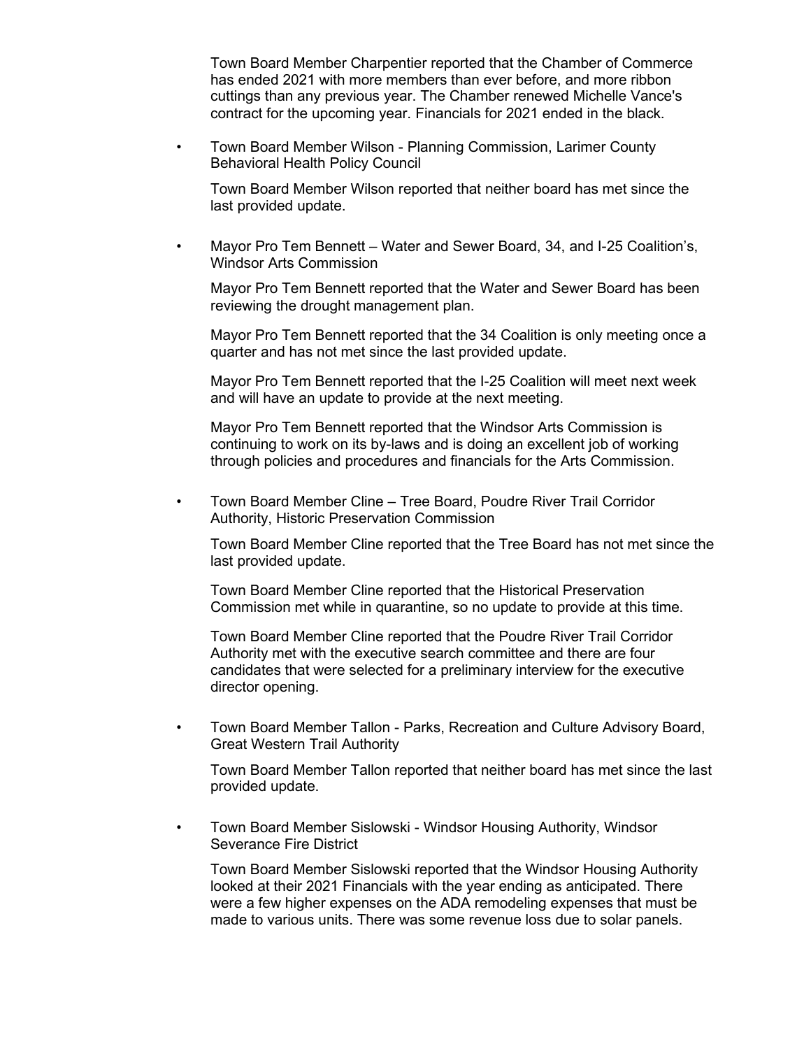Town Board Member Charpentier reported that the Chamber of Commerce has ended 2021 with more members than ever before, and more ribbon cuttings than any previous year. The Chamber renewed Michelle Vance's contract for the upcoming year. Financials for 2021 ended in the black.

- Town Board Member Wilson - Planning Commission, Larimer County Behavioral Health Policy Council

  Town Board Member Wilson reported that neither board has met since the last provided update.

- Mayor Pro Tem Bennett – Water and Sewer Board, 34, and I-25 Coalition's, Windsor Arts Commission

  Mayor Pro Tem Bennett reported that the Water and Sewer Board has been reviewing the drought management plan.

  Mayor Pro Tem Bennett reported that the 34 Coalition is only meeting once a quarter and has not met since the last provided update.

  Mayor Pro Tem Bennett reported that the I-25 Coalition will meet next week and will have an update to provide at the next meeting.

  Mayor Pro Tem Bennett reported that the Windsor Arts Commission is continuing to work on its by-laws and is doing an excellent job of working through policies and procedures and financials for the Arts Commission.

- Town Board Member Cline – Tree Board, Poudre River Trail Corridor Authority, Historic Preservation Commission

  Town Board Member Cline reported that the Tree Board has not met since the last provided update.

  Town Board Member Cline reported that the Historical Preservation Commission met while in quarantine, so no update to provide at this time.

  Town Board Member Cline reported that the Poudre River Trail Corridor Authority met with the executive search committee and there are four candidates that were selected for a preliminary interview for the executive director opening.

- Town Board Member Tallon - Parks, Recreation and Culture Advisory Board, Great Western Trail Authority

  Town Board Member Tallon reported that neither board has met since the last provided update.

- Town Board Member Sislowski - Windsor Housing Authority, Windsor Severance Fire District

  Town Board Member Sislowski reported that the Windsor Housing Authority looked at their 2021 Financials with the year ending as anticipated. There were a few higher expenses on the ADA remodeling expenses that must be made to various units. There was some revenue loss due to solar panels.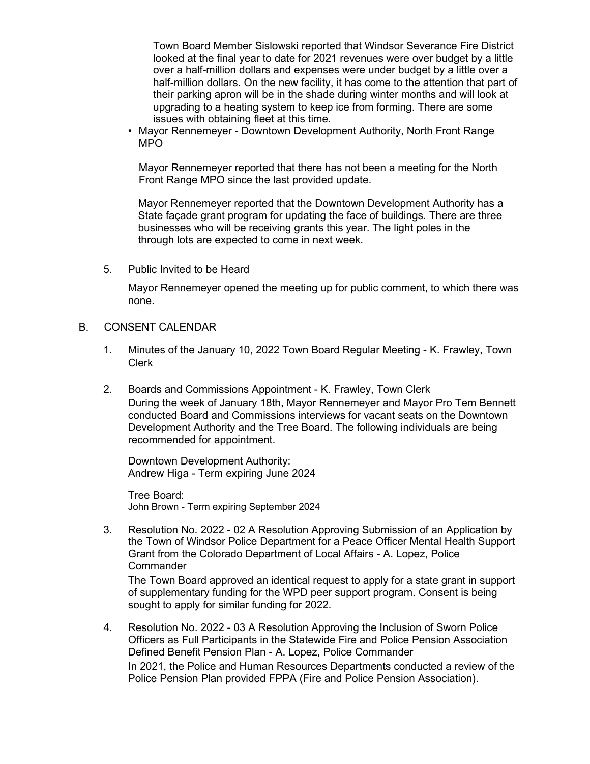Town Board Member Sislowski reported that Windsor Severance Fire District looked at the final year to date for 2021 revenues were over budget by a little over a half-million dollars and expenses were under budget by a little over a half-million dollars. On the new facility, it has come to the attention that part of their parking apron will be in the shade during winter months and will look at upgrading to a heating system to keep ice from forming. There are some issues with obtaining fleet at this time.

- Mayor Rennemeyer - Downtown Development Authority, North Front Range MPO

  Mayor Rennemeyer reported that there has not been a meeting for the North Front Range MPO since the last provided update.

  Mayor Rennemeyer reported that the Downtown Development Authority has a State façade grant program for updating the face of buildings. There are three businesses who will be receiving grants this year. The light poles in the through lots are expected to come in next week.

5. Public Invited to be Heard

   Mayor Rennemeyer opened the meeting up for public comment, to which there was none.

B. CONSENT CALENDAR

1. Minutes of the January 10, 2022 Town Board Regular Meeting - K. Frawley, Town Clerk

2. Boards and Commissions Appointment - K. Frawley, Town Clerk

   During the week of January 18th, Mayor Rennemeyer and Mayor Pro Tem Bennett conducted Board and Commissions interviews for vacant seats on the Downtown Development Authority and the Tree Board. The following individuals are being recommended for appointment.

   Downtown Development Authority:
   Andrew Higa - Term expiring June 2024

   Tree Board:
   John Brown - Term expiring September 2024

3. Resolution No. 2022 - 02 A Resolution Approving Submission of an Application by the Town of Windsor Police Department for a Peace Officer Mental Health Support Grant from the Colorado Department of Local Affairs - A. Lopez, Police Commander

   The Town Board approved an identical request to apply for a state grant in support of supplementary funding for the WPD peer support program. Consent is being sought to apply for similar funding for 2022.

4. Resolution No. 2022 - 03 A Resolution Approving the Inclusion of Sworn Police Officers as Full Participants in the Statewide Fire and Police Pension Association Defined Benefit Pension Plan - A. Lopez, Police Commander

   In 2021, the Police and Human Resources Departments conducted a review of the Police Pension Plan provided FPPA (Fire and Police Pension Association).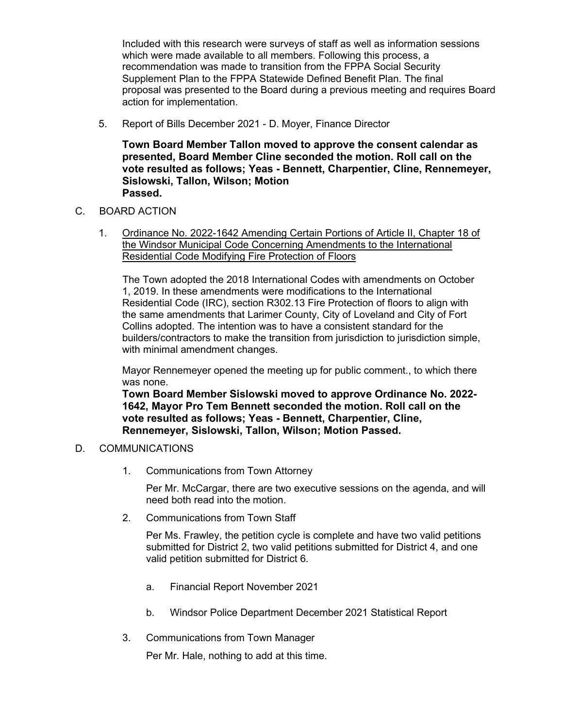Included with this research were surveys of staff as well as information sessions which were made available to all members. Following this process, a recommendation was made to transition from the FPPA Social Security Supplement Plan to the FPPA Statewide Defined Benefit Plan. The final proposal was presented to the Board during a previous meeting and requires Board action for implementation.

5. Report of Bills December 2021 - D. Moyer, Finance Director

   **Town Board Member Tallon moved to approve the consent calendar as presented, Board Member Cline seconded the motion. Roll call on the vote resulted as follows; Yeas - Bennett, Charpentier, Cline, Rennemeyer, Sislowski, Tallon, Wilson; Motion Passed.**

C. BOARD ACTION

1. Ordinance No. 2022-1642 Amending Certain Portions of Article II, Chapter 18 of the Windsor Municipal Code Concerning Amendments to the International Residential Code Modifying Fire Protection of Floors

   The Town adopted the 2018 International Codes with amendments on October 1, 2019. In these amendments were modifications to the International Residential Code (IRC), section R302.13 Fire Protection of floors to align with the same amendments that Larimer County, City of Loveland and City of Fort Collins adopted. The intention was to have a consistent standard for the builders/contractors to make the transition from jurisdiction to jurisdiction simple, with minimal amendment changes.

   Mayor Rennemeyer opened the meeting up for public comment., to which there was none.

   **Town Board Member Sislowski moved to approve Ordinance No. 2022-1642, Mayor Pro Tem Bennett seconded the motion. Roll call on the vote resulted as follows; Yeas - Bennett, Charpentier, Cline, Rennemeyer, Sislowski, Tallon, Wilson; Motion Passed.**

D. COMMUNICATIONS

1. Communications from Town Attorney

   Per Mr. McCargar, there are two executive sessions on the agenda, and will need both read into the motion.

2. Communications from Town Staff

   Per Ms. Frawley, the petition cycle is complete and have two valid petitions submitted for District 2, two valid petitions submitted for District 4, and one valid petition submitted for District 6.

   a. Financial Report November 2021

   b. Windsor Police Department December 2021 Statistical Report

3. Communications from Town Manager

   Per Mr. Hale, nothing to add at this time.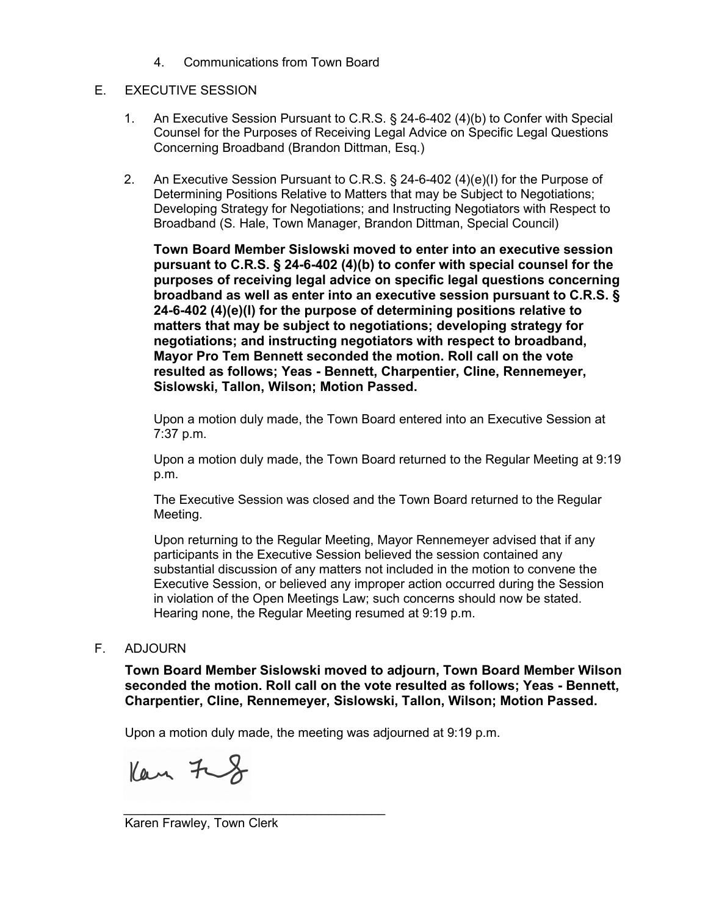4. Communications from Town Board

E. EXECUTIVE SESSION

1. An Executive Session Pursuant to C.R.S. § 24-6-402 (4)(b) to Confer with Special Counsel for the Purposes of Receiving Legal Advice on Specific Legal Questions Concerning Broadband (Brandon Dittman, Esq.)

2. An Executive Session Pursuant to C.R.S. § 24-6-402 (4)(e)(I) for the Purpose of Determining Positions Relative to Matters that may be Subject to Negotiations; Developing Strategy for Negotiations; and Instructing Negotiators with Respect to Broadband (S. Hale, Town Manager, Brandon Dittman, Special Council)

   **Town Board Member Sislowski moved to enter into an executive session pursuant to C.R.S. § 24-6-402 (4)(b) to confer with special counsel for the purposes of receiving legal advice on specific legal questions concerning broadband as well as enter into an executive session pursuant to C.R.S. § 24-6-402 (4)(e)(I) for the purpose of determining positions relative to matters that may be subject to negotiations; developing strategy for negotiations; and instructing negotiators with respect to broadband, Mayor Pro Tem Bennett seconded the motion. Roll call on the vote resulted as follows; Yeas - Bennett, Charpentier, Cline, Rennemeyer, Sislowski, Tallon, Wilson; Motion Passed.**

   Upon a motion duly made, the Town Board entered into an Executive Session at 7:37 p.m.

   Upon a motion duly made, the Town Board returned to the Regular Meeting at 9:19 p.m.

   The Executive Session was closed and the Town Board returned to the Regular Meeting.

   Upon returning to the Regular Meeting, Mayor Rennemeyer advised that if any participants in the Executive Session believed the session contained any substantial discussion of any matters not included in the motion to convene the Executive Session, or believed any improper action occurred during the Session in violation of the Open Meetings Law; such concerns should now be stated. Hearing none, the Regular Meeting resumed at 9:19 p.m.

F. ADJOURN

**Town Board Member Sislowski moved to adjourn, Town Board Member Wilson seconded the motion. Roll call on the vote resulted as follows; Yeas - Bennett, Charpentier, Cline, Rennemeyer, Sislowski, Tallon, Wilson; Motion Passed.**

Upon a motion duly made, the meeting was adjourned at 9:19 p.m.

Karen Frawley, Town Clerk